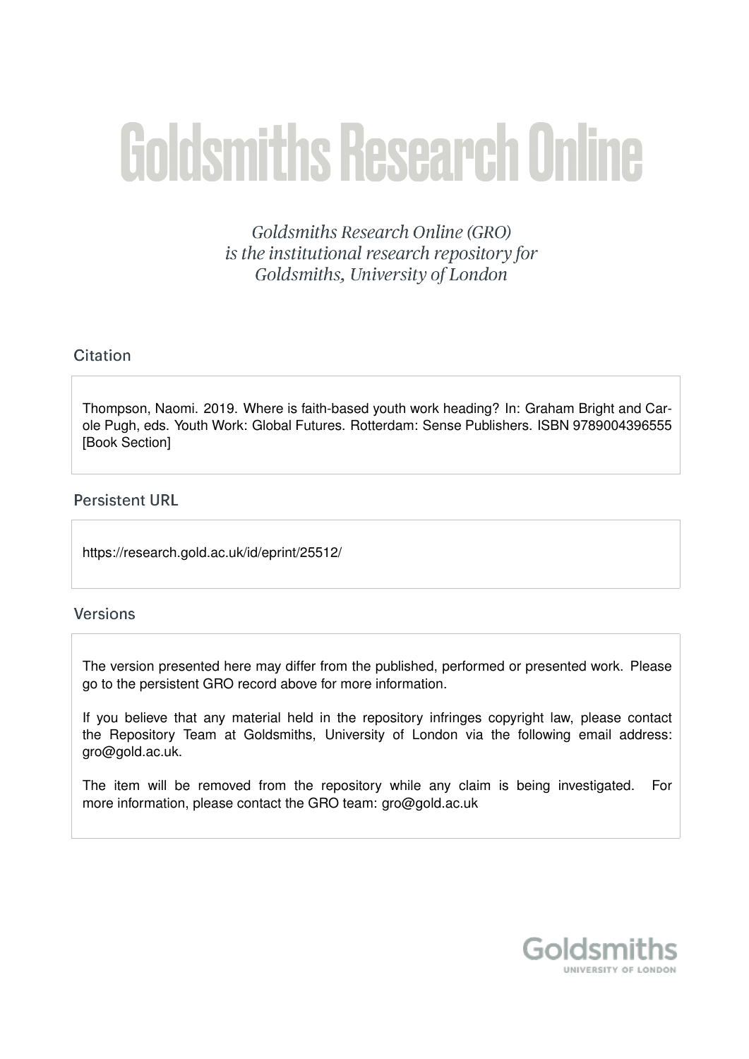# Goldsmiths Research Online

*Goldsmiths Research Online (GRO) is the institutional research repository for Goldsmiths, University of London*

## Citation

Thompson, Naomi. 2019. Where is faith-based youth work heading? In: Graham Bright and Carole Pugh, eds. Youth Work: Global Futures. Rotterdam: Sense Publishers. ISBN 9789004396555 [Book Section]

## Persistent URL

https://research.gold.ac.uk/id/eprint/25512/

## Versions

The version presented here may differ from the published, performed or presented work. Please go to the persistent GRO record above for more information.

If you believe that any material held in the repository infringes copyright law, please contact the Repository Team at Goldsmiths, University of London via the following email address: gro@gold.ac.uk.

The item will be removed from the repository while any claim is being investigated. For more information, please contact the GRO team: gro@gold.ac.uk

Goldsmiths
UNIVERSITY OF LONDON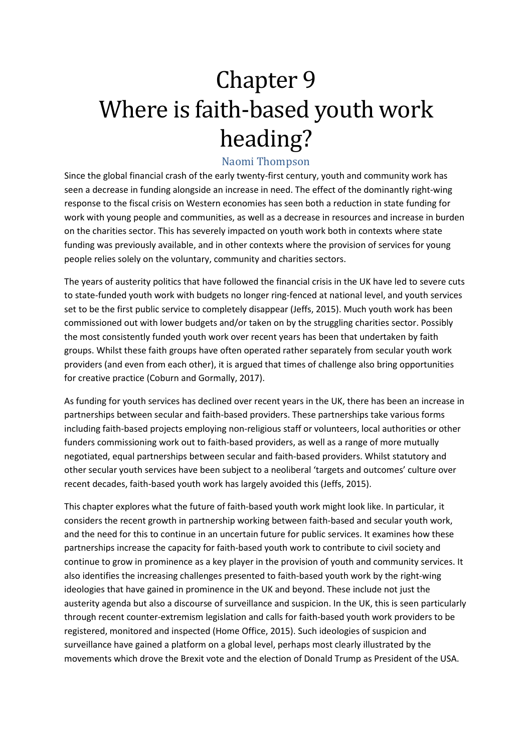# Chapter 9
# Where is faith-based youth work heading?

Naomi Thompson

Since the global financial crash of the early twenty-first century, youth and community work has seen a decrease in funding alongside an increase in need. The effect of the dominantly right-wing response to the fiscal crisis on Western economies has seen both a reduction in state funding for work with young people and communities, as well as a decrease in resources and increase in burden on the charities sector. This has severely impacted on youth work both in contexts where state funding was previously available, and in other contexts where the provision of services for young people relies solely on the voluntary, community and charities sectors.

The years of austerity politics that have followed the financial crisis in the UK have led to severe cuts to state-funded youth work with budgets no longer ring-fenced at national level, and youth services set to be the first public service to completely disappear (Jeffs, 2015). Much youth work has been commissioned out with lower budgets and/or taken on by the struggling charities sector. Possibly the most consistently funded youth work over recent years has been that undertaken by faith groups. Whilst these faith groups have often operated rather separately from secular youth work providers (and even from each other), it is argued that times of challenge also bring opportunities for creative practice (Coburn and Gormally, 2017).

As funding for youth services has declined over recent years in the UK, there has been an increase in partnerships between secular and faith-based providers. These partnerships take various forms including faith-based projects employing non-religious staff or volunteers, local authorities or other funders commissioning work out to faith-based providers, as well as a range of more mutually negotiated, equal partnerships between secular and faith-based providers. Whilst statutory and other secular youth services have been subject to a neoliberal 'targets and outcomes' culture over recent decades, faith-based youth work has largely avoided this (Jeffs, 2015).

This chapter explores what the future of faith-based youth work might look like. In particular, it considers the recent growth in partnership working between faith-based and secular youth work, and the need for this to continue in an uncertain future for public services. It examines how these partnerships increase the capacity for faith-based youth work to contribute to civil society and continue to grow in prominence as a key player in the provision of youth and community services. It also identifies the increasing challenges presented to faith-based youth work by the right-wing ideologies that have gained in prominence in the UK and beyond. These include not just the austerity agenda but also a discourse of surveillance and suspicion. In the UK, this is seen particularly through recent counter-extremism legislation and calls for faith-based youth work providers to be registered, monitored and inspected (Home Office, 2015). Such ideologies of suspicion and surveillance have gained a platform on a global level, perhaps most clearly illustrated by the movements which drove the Brexit vote and the election of Donald Trump as President of the USA.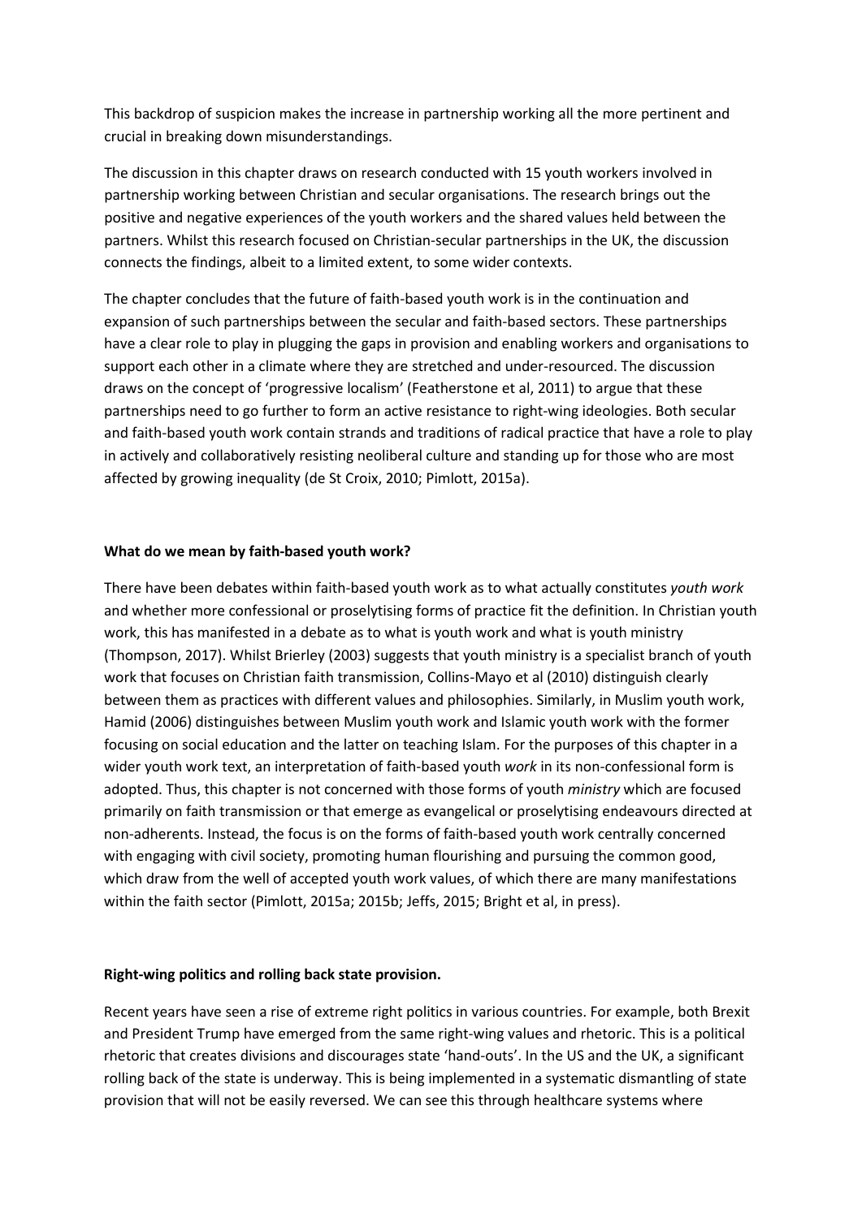This backdrop of suspicion makes the increase in partnership working all the more pertinent and crucial in breaking down misunderstandings.

The discussion in this chapter draws on research conducted with 15 youth workers involved in partnership working between Christian and secular organisations. The research brings out the positive and negative experiences of the youth workers and the shared values held between the partners. Whilst this research focused on Christian-secular partnerships in the UK, the discussion connects the findings, albeit to a limited extent, to some wider contexts.

The chapter concludes that the future of faith-based youth work is in the continuation and expansion of such partnerships between the secular and faith-based sectors. These partnerships have a clear role to play in plugging the gaps in provision and enabling workers and organisations to support each other in a climate where they are stretched and under-resourced. The discussion draws on the concept of 'progressive localism' (Featherstone et al, 2011) to argue that these partnerships need to go further to form an active resistance to right-wing ideologies. Both secular and faith-based youth work contain strands and traditions of radical practice that have a role to play in actively and collaboratively resisting neoliberal culture and standing up for those who are most affected by growing inequality (de St Croix, 2010; Pimlott, 2015a).

**What do we mean by faith-based youth work?**

There have been debates within faith-based youth work as to what actually constitutes *youth work* and whether more confessional or proselytising forms of practice fit the definition. In Christian youth work, this has manifested in a debate as to what is youth work and what is youth ministry (Thompson, 2017). Whilst Brierley (2003) suggests that youth ministry is a specialist branch of youth work that focuses on Christian faith transmission, Collins-Mayo et al (2010) distinguish clearly between them as practices with different values and philosophies. Similarly, in Muslim youth work, Hamid (2006) distinguishes between Muslim youth work and Islamic youth work with the former focusing on social education and the latter on teaching Islam. For the purposes of this chapter in a wider youth work text, an interpretation of faith-based youth *work* in its non-confessional form is adopted. Thus, this chapter is not concerned with those forms of youth *ministry* which are focused primarily on faith transmission or that emerge as evangelical or proselytising endeavours directed at non-adherents. Instead, the focus is on the forms of faith-based youth work centrally concerned with engaging with civil society, promoting human flourishing and pursuing the common good, which draw from the well of accepted youth work values, of which there are many manifestations within the faith sector (Pimlott, 2015a; 2015b; Jeffs, 2015; Bright et al, in press).

**Right-wing politics and rolling back state provision.**

Recent years have seen a rise of extreme right politics in various countries. For example, both Brexit and President Trump have emerged from the same right-wing values and rhetoric. This is a political rhetoric that creates divisions and discourages state 'hand-outs'. In the US and the UK, a significant rolling back of the state is underway. This is being implemented in a systematic dismantling of state provision that will not be easily reversed. We can see this through healthcare systems where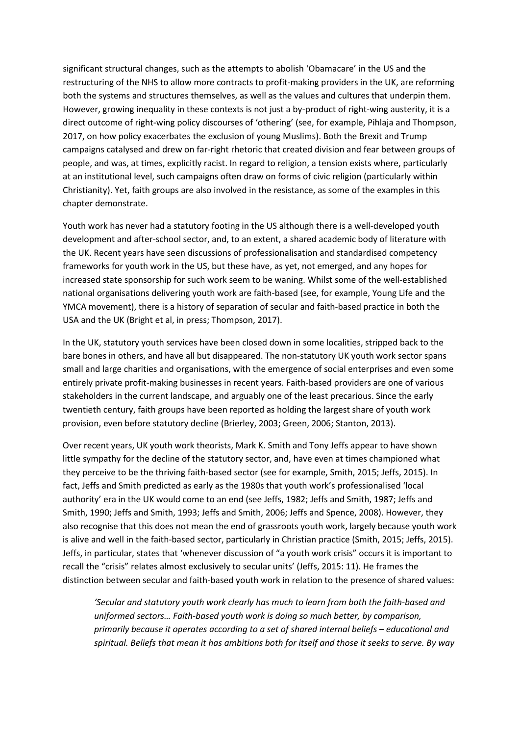significant structural changes, such as the attempts to abolish 'Obamacare' in the US and the restructuring of the NHS to allow more contracts to profit-making providers in the UK, are reforming both the systems and structures themselves, as well as the values and cultures that underpin them. However, growing inequality in these contexts is not just a by-product of right-wing austerity, it is a direct outcome of right-wing policy discourses of 'othering' (see, for example, Pihlaja and Thompson, 2017, on how policy exacerbates the exclusion of young Muslims). Both the Brexit and Trump campaigns catalysed and drew on far-right rhetoric that created division and fear between groups of people, and was, at times, explicitly racist. In regard to religion, a tension exists where, particularly at an institutional level, such campaigns often draw on forms of civic religion (particularly within Christianity). Yet, faith groups are also involved in the resistance, as some of the examples in this chapter demonstrate.

Youth work has never had a statutory footing in the US although there is a well-developed youth development and after-school sector, and, to an extent, a shared academic body of literature with the UK. Recent years have seen discussions of professionalisation and standardised competency frameworks for youth work in the US, but these have, as yet, not emerged, and any hopes for increased state sponsorship for such work seem to be waning. Whilst some of the well-established national organisations delivering youth work are faith-based (see, for example, Young Life and the YMCA movement), there is a history of separation of secular and faith-based practice in both the USA and the UK (Bright et al, in press; Thompson, 2017).

In the UK, statutory youth services have been closed down in some localities, stripped back to the bare bones in others, and have all but disappeared. The non-statutory UK youth work sector spans small and large charities and organisations, with the emergence of social enterprises and even some entirely private profit-making businesses in recent years. Faith-based providers are one of various stakeholders in the current landscape, and arguably one of the least precarious. Since the early twentieth century, faith groups have been reported as holding the largest share of youth work provision, even before statutory decline (Brierley, 2003; Green, 2006; Stanton, 2013).

Over recent years, UK youth work theorists, Mark K. Smith and Tony Jeffs appear to have shown little sympathy for the decline of the statutory sector, and, have even at times championed what they perceive to be the thriving faith-based sector (see for example, Smith, 2015; Jeffs, 2015). In fact, Jeffs and Smith predicted as early as the 1980s that youth work's professionalised 'local authority' era in the UK would come to an end (see Jeffs, 1982; Jeffs and Smith, 1987; Jeffs and Smith, 1990; Jeffs and Smith, 1993; Jeffs and Smith, 2006; Jeffs and Spence, 2008). However, they also recognise that this does not mean the end of grassroots youth work, largely because youth work is alive and well in the faith-based sector, particularly in Christian practice (Smith, 2015; Jeffs, 2015). Jeffs, in particular, states that 'whenever discussion of "a youth work crisis" occurs it is important to recall the "crisis" relates almost exclusively to secular units' (Jeffs, 2015: 11). He frames the distinction between secular and faith-based youth work in relation to the presence of shared values:

> *'Secular and statutory youth work clearly has much to learn from both the faith-based and uniformed sectors… Faith-based youth work is doing so much better, by comparison, primarily because it operates according to a set of shared internal beliefs – educational and spiritual. Beliefs that mean it has ambitions both for itself and those it seeks to serve. By way*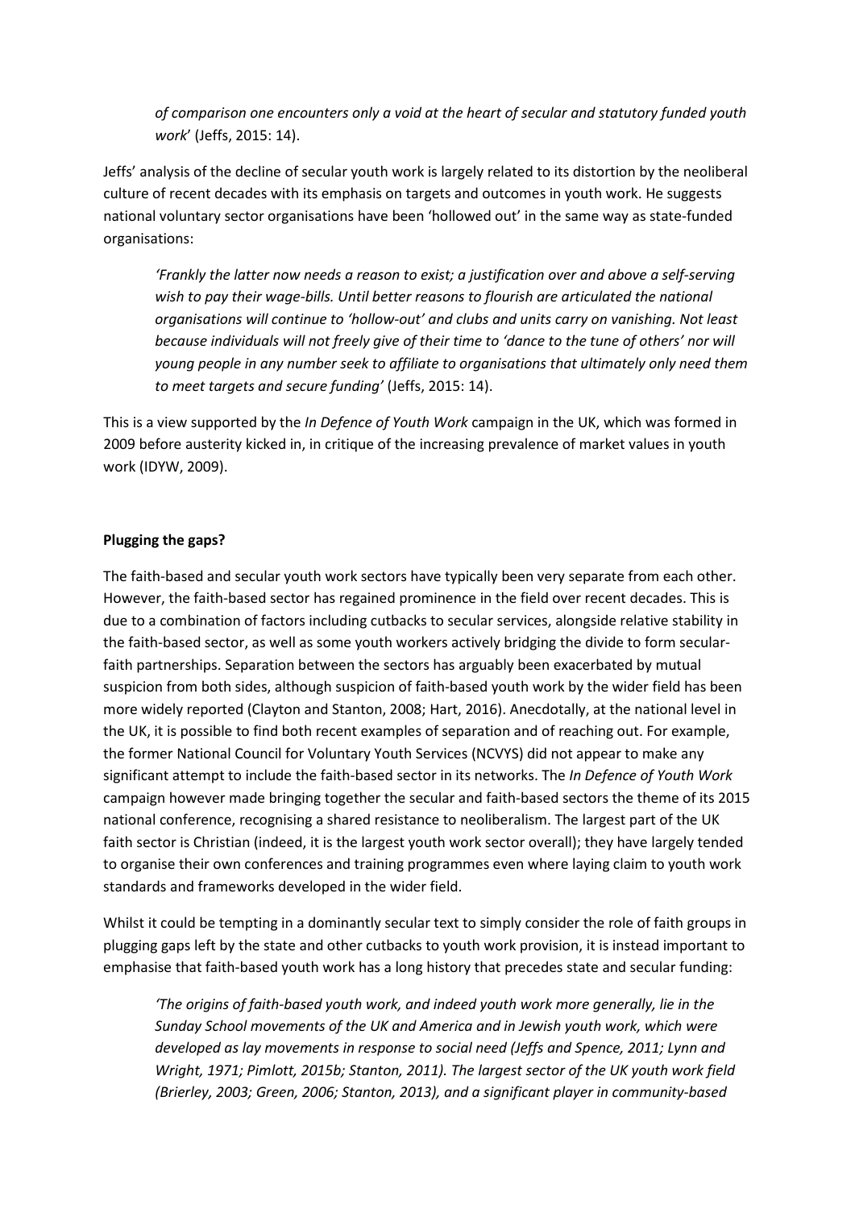*of comparison one encounters only a void at the heart of secular and statutory funded youth work*' (Jeffs, 2015: 14).

Jeffs' analysis of the decline of secular youth work is largely related to its distortion by the neoliberal culture of recent decades with its emphasis on targets and outcomes in youth work. He suggests national voluntary sector organisations have been 'hollowed out' in the same way as state-funded organisations:

> *'Frankly the latter now needs a reason to exist; a justification over and above a self-serving wish to pay their wage-bills. Until better reasons to flourish are articulated the national organisations will continue to 'hollow-out' and clubs and units carry on vanishing. Not least because individuals will not freely give of their time to 'dance to the tune of others' nor will young people in any number seek to affiliate to organisations that ultimately only need them to meet targets and secure funding'* (Jeffs, 2015: 14).

This is a view supported by the *In Defence of Youth Work* campaign in the UK, which was formed in 2009 before austerity kicked in, in critique of the increasing prevalence of market values in youth work (IDYW, 2009).

**Plugging the gaps?**

The faith-based and secular youth work sectors have typically been very separate from each other. However, the faith-based sector has regained prominence in the field over recent decades. This is due to a combination of factors including cutbacks to secular services, alongside relative stability in the faith-based sector, as well as some youth workers actively bridging the divide to form secular-faith partnerships. Separation between the sectors has arguably been exacerbated by mutual suspicion from both sides, although suspicion of faith-based youth work by the wider field has been more widely reported (Clayton and Stanton, 2008; Hart, 2016). Anecdotally, at the national level in the UK, it is possible to find both recent examples of separation and of reaching out. For example, the former National Council for Voluntary Youth Services (NCVYS) did not appear to make any significant attempt to include the faith-based sector in its networks. The *In Defence of Youth Work* campaign however made bringing together the secular and faith-based sectors the theme of its 2015 national conference, recognising a shared resistance to neoliberalism. The largest part of the UK faith sector is Christian (indeed, it is the largest youth work sector overall); they have largely tended to organise their own conferences and training programmes even where laying claim to youth work standards and frameworks developed in the wider field.

Whilst it could be tempting in a dominantly secular text to simply consider the role of faith groups in plugging gaps left by the state and other cutbacks to youth work provision, it is instead important to emphasise that faith-based youth work has a long history that precedes state and secular funding:

> *'The origins of faith-based youth work, and indeed youth work more generally, lie in the Sunday School movements of the UK and America and in Jewish youth work, which were developed as lay movements in response to social need (Jeffs and Spence, 2011; Lynn and Wright, 1971; Pimlott, 2015b; Stanton, 2011). The largest sector of the UK youth work field (Brierley, 2003; Green, 2006; Stanton, 2013), and a significant player in community-based*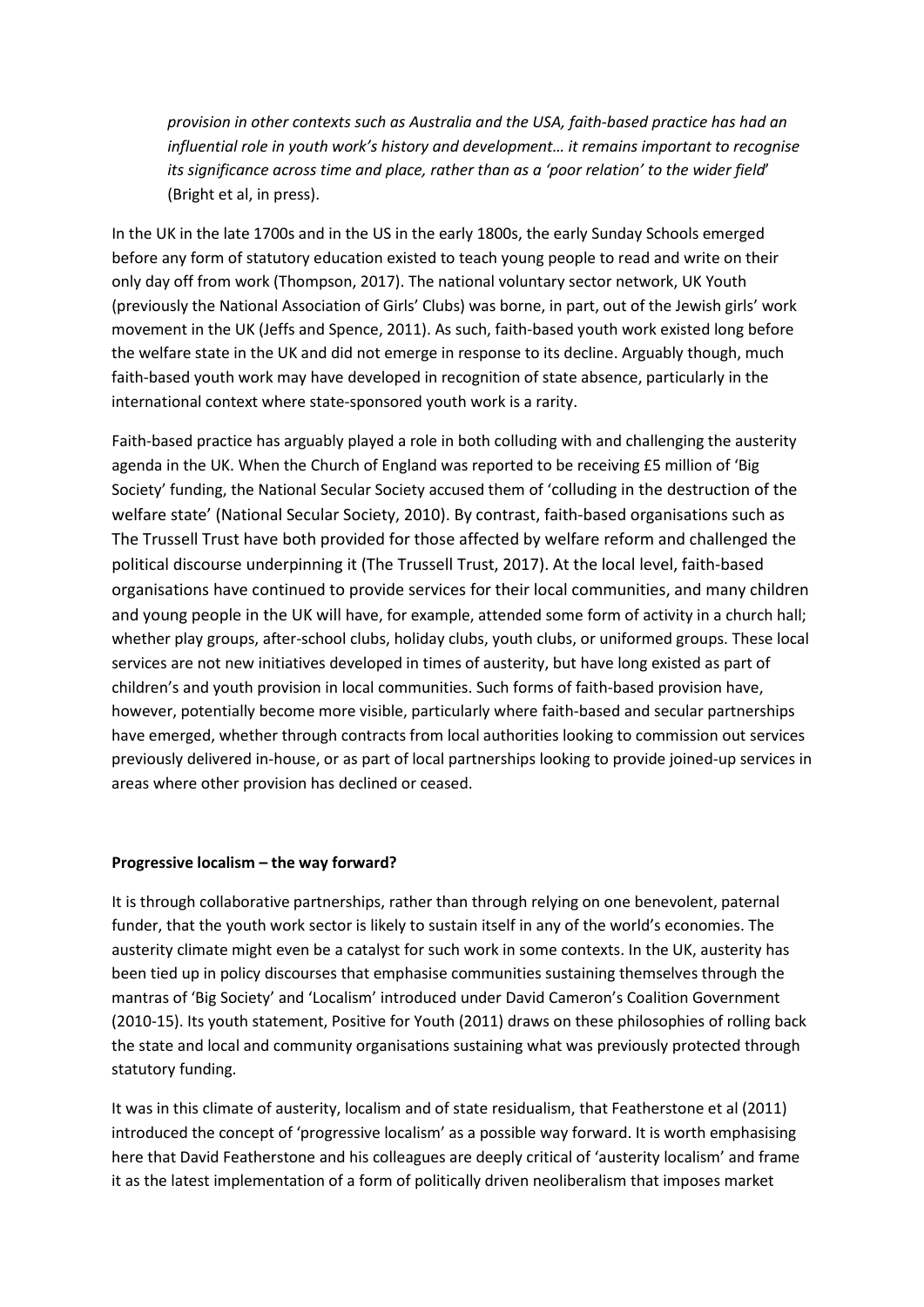*provision in other contexts such as Australia and the USA, faith-based practice has had an influential role in youth work's history and development… it remains important to recognise its significance across time and place, rather than as a 'poor relation' to the wider field*' (Bright et al, in press).

In the UK in the late 1700s and in the US in the early 1800s, the early Sunday Schools emerged before any form of statutory education existed to teach young people to read and write on their only day off from work (Thompson, 2017). The national voluntary sector network, UK Youth (previously the National Association of Girls' Clubs) was borne, in part, out of the Jewish girls' work movement in the UK (Jeffs and Spence, 2011). As such, faith-based youth work existed long before the welfare state in the UK and did not emerge in response to its decline. Arguably though, much faith-based youth work may have developed in recognition of state absence, particularly in the international context where state-sponsored youth work is a rarity.

Faith-based practice has arguably played a role in both colluding with and challenging the austerity agenda in the UK. When the Church of England was reported to be receiving £5 million of 'Big Society' funding, the National Secular Society accused them of 'colluding in the destruction of the welfare state' (National Secular Society, 2010). By contrast, faith-based organisations such as The Trussell Trust have both provided for those affected by welfare reform and challenged the political discourse underpinning it (The Trussell Trust, 2017). At the local level, faith-based organisations have continued to provide services for their local communities, and many children and young people in the UK will have, for example, attended some form of activity in a church hall; whether play groups, after-school clubs, holiday clubs, youth clubs, or uniformed groups. These local services are not new initiatives developed in times of austerity, but have long existed as part of children's and youth provision in local communities. Such forms of faith-based provision have, however, potentially become more visible, particularly where faith-based and secular partnerships have emerged, whether through contracts from local authorities looking to commission out services previously delivered in-house, or as part of local partnerships looking to provide joined-up services in areas where other provision has declined or ceased.

**Progressive localism – the way forward?**

It is through collaborative partnerships, rather than through relying on one benevolent, paternal funder, that the youth work sector is likely to sustain itself in any of the world's economies. The austerity climate might even be a catalyst for such work in some contexts. In the UK, austerity has been tied up in policy discourses that emphasise communities sustaining themselves through the mantras of 'Big Society' and 'Localism' introduced under David Cameron's Coalition Government (2010-15). Its youth statement, Positive for Youth (2011) draws on these philosophies of rolling back the state and local and community organisations sustaining what was previously protected through statutory funding.

It was in this climate of austerity, localism and of state residualism, that Featherstone et al (2011) introduced the concept of 'progressive localism' as a possible way forward. It is worth emphasising here that David Featherstone and his colleagues are deeply critical of 'austerity localism' and frame it as the latest implementation of a form of politically driven neoliberalism that imposes market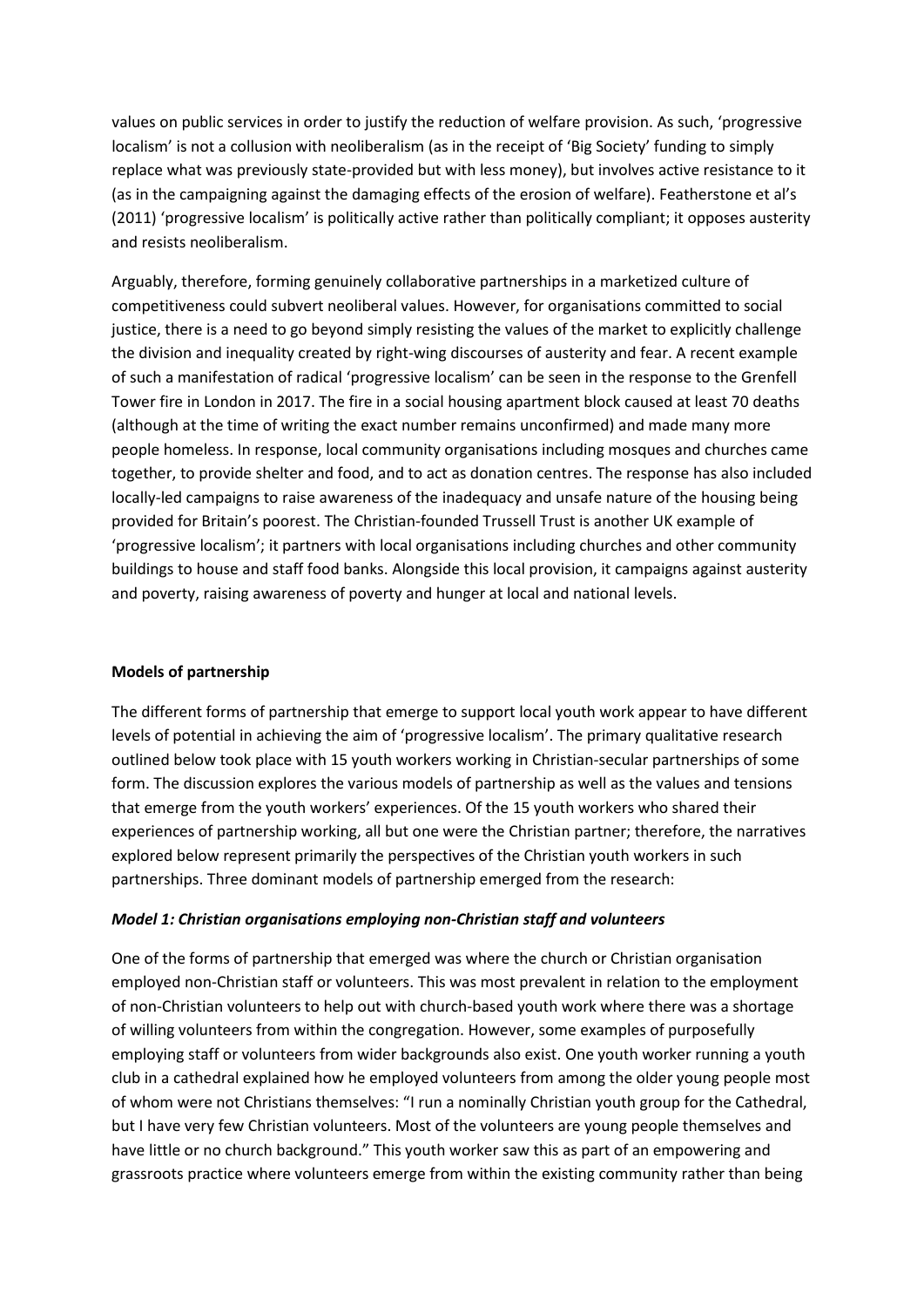values on public services in order to justify the reduction of welfare provision. As such, 'progressive localism' is not a collusion with neoliberalism (as in the receipt of 'Big Society' funding to simply replace what was previously state-provided but with less money), but involves active resistance to it (as in the campaigning against the damaging effects of the erosion of welfare). Featherstone et al's (2011) 'progressive localism' is politically active rather than politically compliant; it opposes austerity and resists neoliberalism.

Arguably, therefore, forming genuinely collaborative partnerships in a marketized culture of competitiveness could subvert neoliberal values. However, for organisations committed to social justice, there is a need to go beyond simply resisting the values of the market to explicitly challenge the division and inequality created by right-wing discourses of austerity and fear. A recent example of such a manifestation of radical 'progressive localism' can be seen in the response to the Grenfell Tower fire in London in 2017. The fire in a social housing apartment block caused at least 70 deaths (although at the time of writing the exact number remains unconfirmed) and made many more people homeless. In response, local community organisations including mosques and churches came together, to provide shelter and food, and to act as donation centres. The response has also included locally-led campaigns to raise awareness of the inadequacy and unsafe nature of the housing being provided for Britain's poorest. The Christian-founded Trussell Trust is another UK example of 'progressive localism'; it partners with local organisations including churches and other community buildings to house and staff food banks. Alongside this local provision, it campaigns against austerity and poverty, raising awareness of poverty and hunger at local and national levels.

## Models of partnership

The different forms of partnership that emerge to support local youth work appear to have different levels of potential in achieving the aim of 'progressive localism'. The primary qualitative research outlined below took place with 15 youth workers working in Christian-secular partnerships of some form. The discussion explores the various models of partnership as well as the values and tensions that emerge from the youth workers' experiences. Of the 15 youth workers who shared their experiences of partnership working, all but one were the Christian partner; therefore, the narratives explored below represent primarily the perspectives of the Christian youth workers in such partnerships. Three dominant models of partnership emerged from the research:

### *Model 1: Christian organisations employing non-Christian staff and volunteers*

One of the forms of partnership that emerged was where the church or Christian organisation employed non-Christian staff or volunteers. This was most prevalent in relation to the employment of non-Christian volunteers to help out with church-based youth work where there was a shortage of willing volunteers from within the congregation. However, some examples of purposefully employing staff or volunteers from wider backgrounds also exist. One youth worker running a youth club in a cathedral explained how he employed volunteers from among the older young people most of whom were not Christians themselves: "I run a nominally Christian youth group for the Cathedral, but I have very few Christian volunteers. Most of the volunteers are young people themselves and have little or no church background." This youth worker saw this as part of an empowering and grassroots practice where volunteers emerge from within the existing community rather than being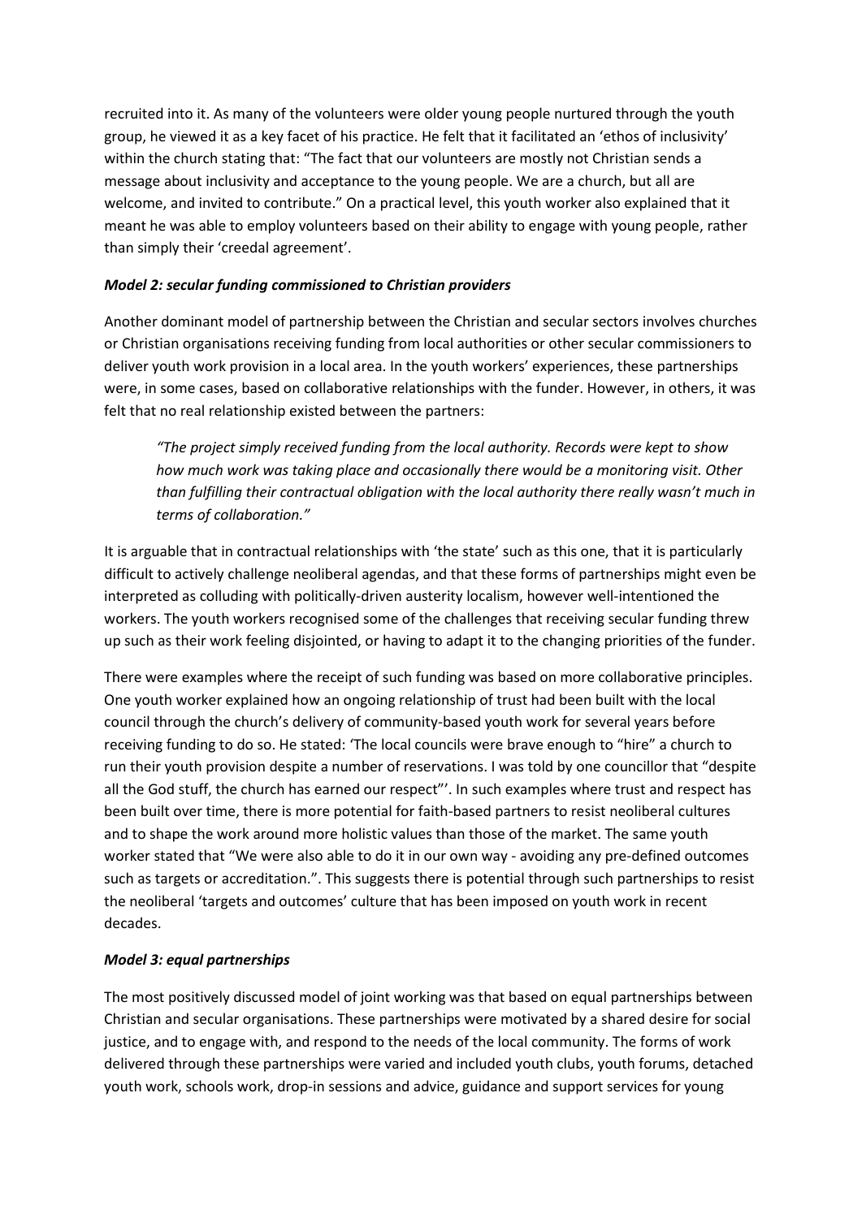recruited into it. As many of the volunteers were older young people nurtured through the youth group, he viewed it as a key facet of his practice. He felt that it facilitated an 'ethos of inclusivity' within the church stating that: "The fact that our volunteers are mostly not Christian sends a message about inclusivity and acceptance to the young people. We are a church, but all are welcome, and invited to contribute." On a practical level, this youth worker also explained that it meant he was able to employ volunteers based on their ability to engage with young people, rather than simply their 'creedal agreement'.

***Model 2: secular funding commissioned to Christian providers***

Another dominant model of partnership between the Christian and secular sectors involves churches or Christian organisations receiving funding from local authorities or other secular commissioners to deliver youth work provision in a local area. In the youth workers' experiences, these partnerships were, in some cases, based on collaborative relationships with the funder. However, in others, it was felt that no real relationship existed between the partners:

> *"The project simply received funding from the local authority. Records were kept to show how much work was taking place and occasionally there would be a monitoring visit. Other than fulfilling their contractual obligation with the local authority there really wasn't much in terms of collaboration."*

It is arguable that in contractual relationships with 'the state' such as this one, that it is particularly difficult to actively challenge neoliberal agendas, and that these forms of partnerships might even be interpreted as colluding with politically-driven austerity localism, however well-intentioned the workers. The youth workers recognised some of the challenges that receiving secular funding threw up such as their work feeling disjointed, or having to adapt it to the changing priorities of the funder.

There were examples where the receipt of such funding was based on more collaborative principles. One youth worker explained how an ongoing relationship of trust had been built with the local council through the church's delivery of community-based youth work for several years before receiving funding to do so. He stated: 'The local councils were brave enough to "hire" a church to run their youth provision despite a number of reservations. I was told by one councillor that "despite all the God stuff, the church has earned our respect"'. In such examples where trust and respect has been built over time, there is more potential for faith-based partners to resist neoliberal cultures and to shape the work around more holistic values than those of the market. The same youth worker stated that "We were also able to do it in our own way - avoiding any pre-defined outcomes such as targets or accreditation.". This suggests there is potential through such partnerships to resist the neoliberal 'targets and outcomes' culture that has been imposed on youth work in recent decades.

***Model 3: equal partnerships***

The most positively discussed model of joint working was that based on equal partnerships between Christian and secular organisations. These partnerships were motivated by a shared desire for social justice, and to engage with, and respond to the needs of the local community. The forms of work delivered through these partnerships were varied and included youth clubs, youth forums, detached youth work, schools work, drop-in sessions and advice, guidance and support services for young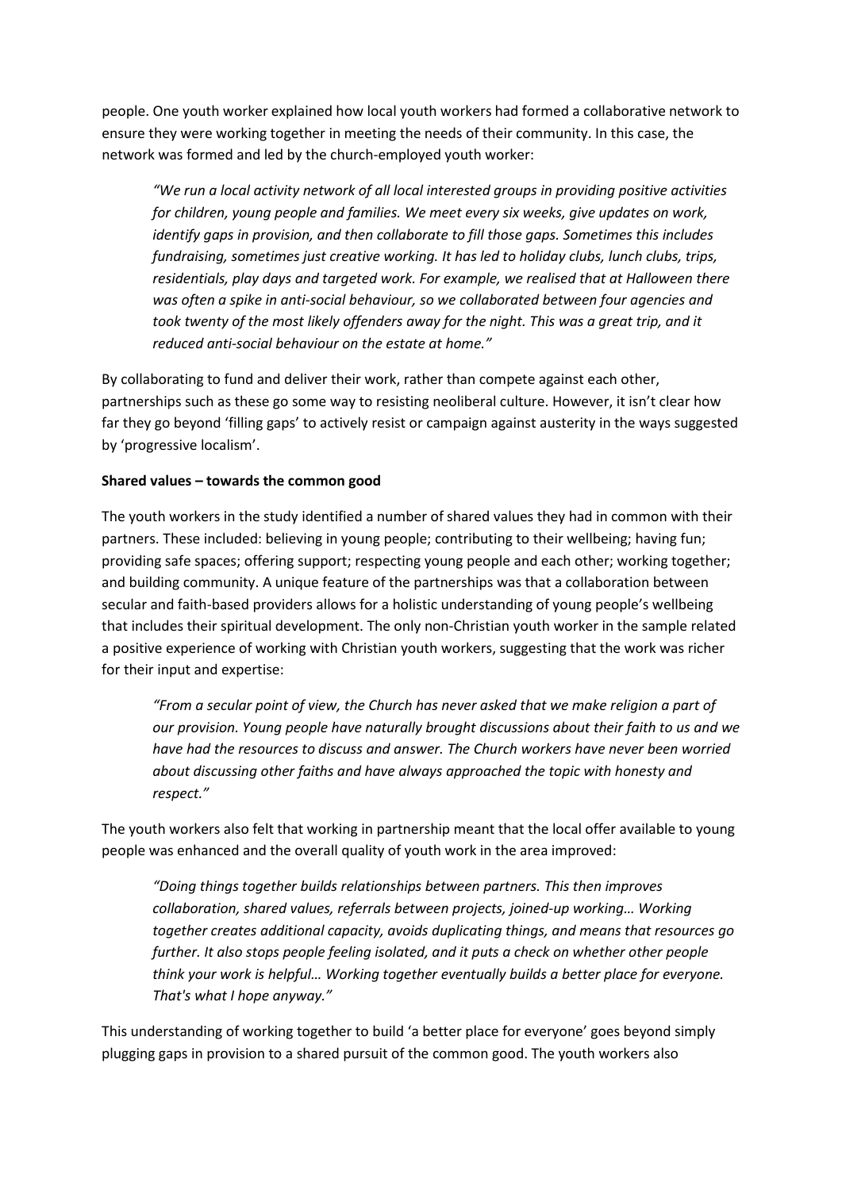people. One youth worker explained how local youth workers had formed a collaborative network to ensure they were working together in meeting the needs of their community. In this case, the network was formed and led by the church-employed youth worker:

> *"We run a local activity network of all local interested groups in providing positive activities for children, young people and families. We meet every six weeks, give updates on work, identify gaps in provision, and then collaborate to fill those gaps. Sometimes this includes fundraising, sometimes just creative working. It has led to holiday clubs, lunch clubs, trips, residentials, play days and targeted work. For example, we realised that at Halloween there was often a spike in anti-social behaviour, so we collaborated between four agencies and took twenty of the most likely offenders away for the night. This was a great trip, and it reduced anti-social behaviour on the estate at home."*

By collaborating to fund and deliver their work, rather than compete against each other, partnerships such as these go some way to resisting neoliberal culture. However, it isn't clear how far they go beyond 'filling gaps' to actively resist or campaign against austerity in the ways suggested by 'progressive localism'.

**Shared values – towards the common good**

The youth workers in the study identified a number of shared values they had in common with their partners. These included: believing in young people; contributing to their wellbeing; having fun; providing safe spaces; offering support; respecting young people and each other; working together; and building community. A unique feature of the partnerships was that a collaboration between secular and faith-based providers allows for a holistic understanding of young people's wellbeing that includes their spiritual development. The only non-Christian youth worker in the sample related a positive experience of working with Christian youth workers, suggesting that the work was richer for their input and expertise:

> *"From a secular point of view, the Church has never asked that we make religion a part of our provision. Young people have naturally brought discussions about their faith to us and we have had the resources to discuss and answer. The Church workers have never been worried about discussing other faiths and have always approached the topic with honesty and respect."*

The youth workers also felt that working in partnership meant that the local offer available to young people was enhanced and the overall quality of youth work in the area improved:

> *"Doing things together builds relationships between partners. This then improves collaboration, shared values, referrals between projects, joined-up working… Working together creates additional capacity, avoids duplicating things, and means that resources go further. It also stops people feeling isolated, and it puts a check on whether other people think your work is helpful… Working together eventually builds a better place for everyone. That's what I hope anyway."*

This understanding of working together to build 'a better place for everyone' goes beyond simply plugging gaps in provision to a shared pursuit of the common good. The youth workers also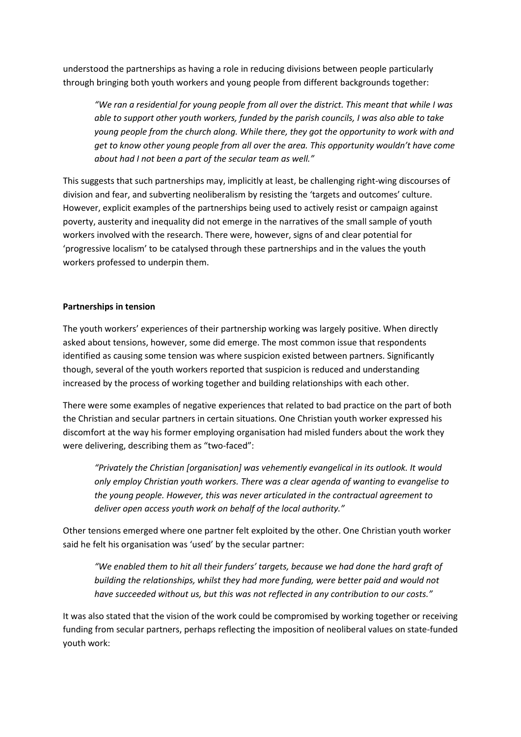understood the partnerships as having a role in reducing divisions between people particularly through bringing both youth workers and young people from different backgrounds together:

> *"We ran a residential for young people from all over the district. This meant that while I was able to support other youth workers, funded by the parish councils, I was also able to take young people from the church along. While there, they got the opportunity to work with and get to know other young people from all over the area. This opportunity wouldn't have come about had I not been a part of the secular team as well."*

This suggests that such partnerships may, implicitly at least, be challenging right-wing discourses of division and fear, and subverting neoliberalism by resisting the 'targets and outcomes' culture. However, explicit examples of the partnerships being used to actively resist or campaign against poverty, austerity and inequality did not emerge in the narratives of the small sample of youth workers involved with the research. There were, however, signs of and clear potential for 'progressive localism' to be catalysed through these partnerships and in the values the youth workers professed to underpin them.

**Partnerships in tension**

The youth workers' experiences of their partnership working was largely positive. When directly asked about tensions, however, some did emerge. The most common issue that respondents identified as causing some tension was where suspicion existed between partners. Significantly though, several of the youth workers reported that suspicion is reduced and understanding increased by the process of working together and building relationships with each other.

There were some examples of negative experiences that related to bad practice on the part of both the Christian and secular partners in certain situations. One Christian youth worker expressed his discomfort at the way his former employing organisation had misled funders about the work they were delivering, describing them as "two-faced":

> *"Privately the Christian [organisation] was vehemently evangelical in its outlook. It would only employ Christian youth workers. There was a clear agenda of wanting to evangelise to the young people. However, this was never articulated in the contractual agreement to deliver open access youth work on behalf of the local authority."*

Other tensions emerged where one partner felt exploited by the other. One Christian youth worker said he felt his organisation was 'used' by the secular partner:

> *"We enabled them to hit all their funders' targets, because we had done the hard graft of building the relationships, whilst they had more funding, were better paid and would not have succeeded without us, but this was not reflected in any contribution to our costs."*

It was also stated that the vision of the work could be compromised by working together or receiving funding from secular partners, perhaps reflecting the imposition of neoliberal values on state-funded youth work: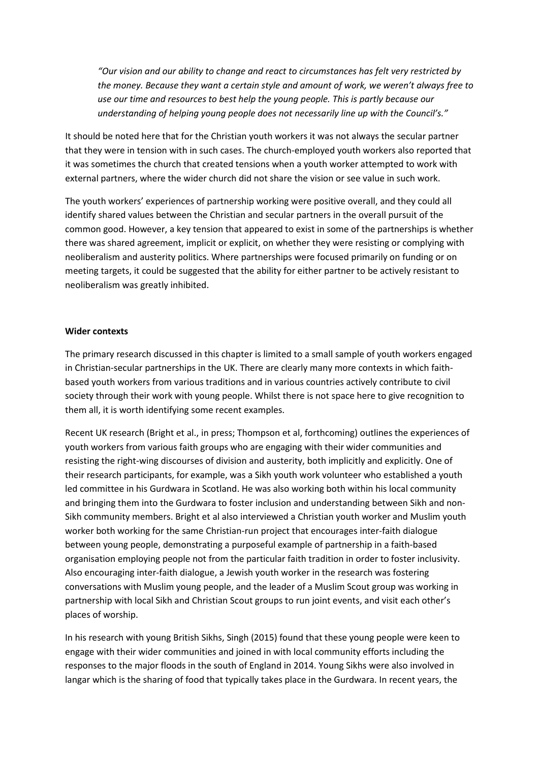*"Our vision and our ability to change and react to circumstances has felt very restricted by the money. Because they want a certain style and amount of work, we weren't always free to use our time and resources to best help the young people. This is partly because our understanding of helping young people does not necessarily line up with the Council's."*

It should be noted here that for the Christian youth workers it was not always the secular partner that they were in tension with in such cases. The church-employed youth workers also reported that it was sometimes the church that created tensions when a youth worker attempted to work with external partners, where the wider church did not share the vision or see value in such work.

The youth workers' experiences of partnership working were positive overall, and they could all identify shared values between the Christian and secular partners in the overall pursuit of the common good. However, a key tension that appeared to exist in some of the partnerships is whether there was shared agreement, implicit or explicit, on whether they were resisting or complying with neoliberalism and austerity politics. Where partnerships were focused primarily on funding or on meeting targets, it could be suggested that the ability for either partner to be actively resistant to neoliberalism was greatly inhibited.

**Wider contexts**

The primary research discussed in this chapter is limited to a small sample of youth workers engaged in Christian-secular partnerships in the UK. There are clearly many more contexts in which faith-based youth workers from various traditions and in various countries actively contribute to civil society through their work with young people. Whilst there is not space here to give recognition to them all, it is worth identifying some recent examples.

Recent UK research (Bright et al., in press; Thompson et al, forthcoming) outlines the experiences of youth workers from various faith groups who are engaging with their wider communities and resisting the right-wing discourses of division and austerity, both implicitly and explicitly. One of their research participants, for example, was a Sikh youth work volunteer who established a youth led committee in his Gurdwara in Scotland. He was also working both within his local community and bringing them into the Gurdwara to foster inclusion and understanding between Sikh and non-Sikh community members. Bright et al also interviewed a Christian youth worker and Muslim youth worker both working for the same Christian-run project that encourages inter-faith dialogue between young people, demonstrating a purposeful example of partnership in a faith-based organisation employing people not from the particular faith tradition in order to foster inclusivity. Also encouraging inter-faith dialogue, a Jewish youth worker in the research was fostering conversations with Muslim young people, and the leader of a Muslim Scout group was working in partnership with local Sikh and Christian Scout groups to run joint events, and visit each other's places of worship.

In his research with young British Sikhs, Singh (2015) found that these young people were keen to engage with their wider communities and joined in with local community efforts including the responses to the major floods in the south of England in 2014. Young Sikhs were also involved in langar which is the sharing of food that typically takes place in the Gurdwara. In recent years, the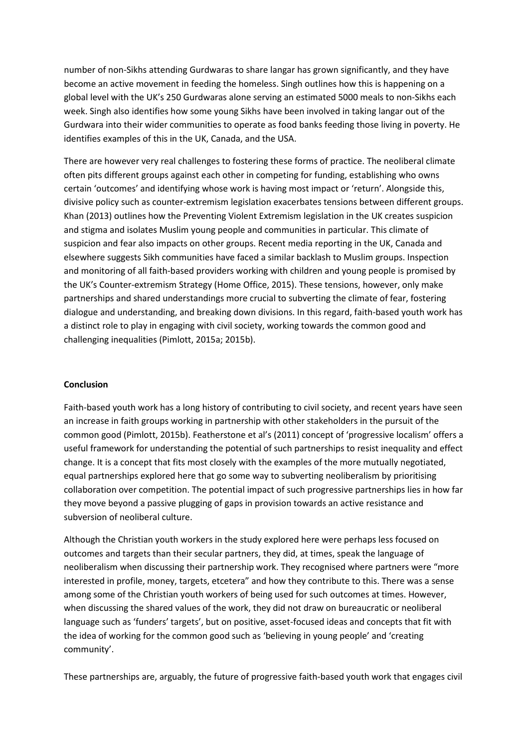number of non-Sikhs attending Gurdwaras to share langar has grown significantly, and they have become an active movement in feeding the homeless. Singh outlines how this is happening on a global level with the UK's 250 Gurdwaras alone serving an estimated 5000 meals to non-Sikhs each week. Singh also identifies how some young Sikhs have been involved in taking langar out of the Gurdwara into their wider communities to operate as food banks feeding those living in poverty. He identifies examples of this in the UK, Canada, and the USA.

There are however very real challenges to fostering these forms of practice. The neoliberal climate often pits different groups against each other in competing for funding, establishing who owns certain 'outcomes' and identifying whose work is having most impact or 'return'. Alongside this, divisive policy such as counter-extremism legislation exacerbates tensions between different groups. Khan (2013) outlines how the Preventing Violent Extremism legislation in the UK creates suspicion and stigma and isolates Muslim young people and communities in particular. This climate of suspicion and fear also impacts on other groups. Recent media reporting in the UK, Canada and elsewhere suggests Sikh communities have faced a similar backlash to Muslim groups. Inspection and monitoring of all faith-based providers working with children and young people is promised by the UK's Counter-extremism Strategy (Home Office, 2015). These tensions, however, only make partnerships and shared understandings more crucial to subverting the climate of fear, fostering dialogue and understanding, and breaking down divisions. In this regard, faith-based youth work has a distinct role to play in engaging with civil society, working towards the common good and challenging inequalities (Pimlott, 2015a; 2015b).

## Conclusion

Faith-based youth work has a long history of contributing to civil society, and recent years have seen an increase in faith groups working in partnership with other stakeholders in the pursuit of the common good (Pimlott, 2015b). Featherstone et al's (2011) concept of 'progressive localism' offers a useful framework for understanding the potential of such partnerships to resist inequality and effect change. It is a concept that fits most closely with the examples of the more mutually negotiated, equal partnerships explored here that go some way to subverting neoliberalism by prioritising collaboration over competition. The potential impact of such progressive partnerships lies in how far they move beyond a passive plugging of gaps in provision towards an active resistance and subversion of neoliberal culture.

Although the Christian youth workers in the study explored here were perhaps less focused on outcomes and targets than their secular partners, they did, at times, speak the language of neoliberalism when discussing their partnership work. They recognised where partners were "more interested in profile, money, targets, etcetera" and how they contribute to this. There was a sense among some of the Christian youth workers of being used for such outcomes at times. However, when discussing the shared values of the work, they did not draw on bureaucratic or neoliberal language such as 'funders' targets', but on positive, asset-focused ideas and concepts that fit with the idea of working for the common good such as 'believing in young people' and 'creating community'.

These partnerships are, arguably, the future of progressive faith-based youth work that engages civil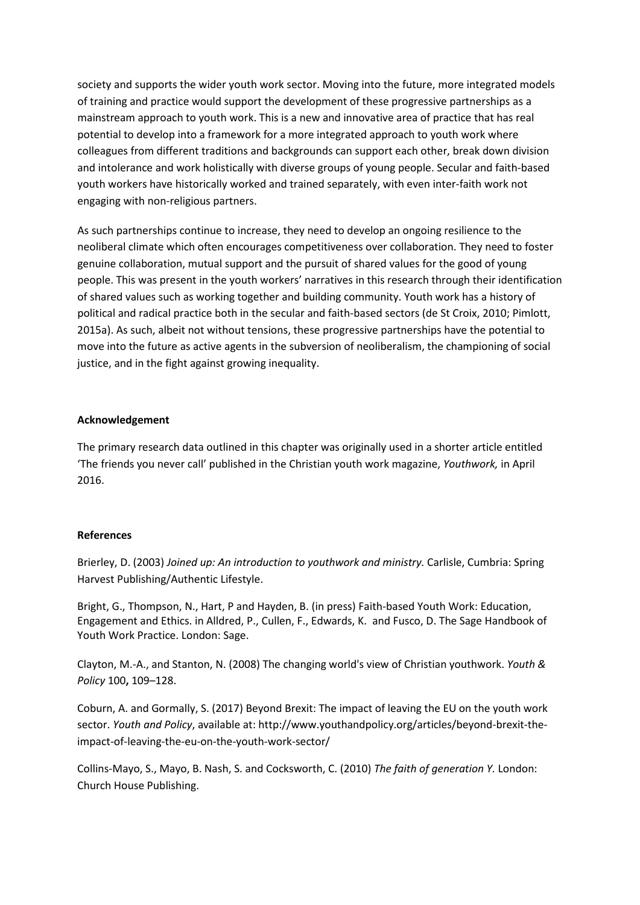society and supports the wider youth work sector. Moving into the future, more integrated models of training and practice would support the development of these progressive partnerships as a mainstream approach to youth work. This is a new and innovative area of practice that has real potential to develop into a framework for a more integrated approach to youth work where colleagues from different traditions and backgrounds can support each other, break down division and intolerance and work holistically with diverse groups of young people. Secular and faith-based youth workers have historically worked and trained separately, with even inter-faith work not engaging with non-religious partners.

As such partnerships continue to increase, they need to develop an ongoing resilience to the neoliberal climate which often encourages competitiveness over collaboration. They need to foster genuine collaboration, mutual support and the pursuit of shared values for the good of young people. This was present in the youth workers' narratives in this research through their identification of shared values such as working together and building community. Youth work has a history of political and radical practice both in the secular and faith-based sectors (de St Croix, 2010; Pimlott, 2015a). As such, albeit not without tensions, these progressive partnerships have the potential to move into the future as active agents in the subversion of neoliberalism, the championing of social justice, and in the fight against growing inequality.

**Acknowledgement**

The primary research data outlined in this chapter was originally used in a shorter article entitled 'The friends you never call' published in the Christian youth work magazine, *Youthwork,* in April 2016.

**References**

Brierley, D. (2003) *Joined up: An introduction to youthwork and ministry.* Carlisle, Cumbria: Spring Harvest Publishing/Authentic Lifestyle.

Bright, G., Thompson, N., Hart, P and Hayden, B. (in press) Faith-based Youth Work: Education, Engagement and Ethics. in Alldred, P., Cullen, F., Edwards, K. and Fusco, D. The Sage Handbook of Youth Work Practice. London: Sage.

Clayton, M.-A., and Stanton, N. (2008) The changing world's view of Christian youthwork. *Youth & Policy* 100**,** 109–128.

Coburn, A. and Gormally, S. (2017) Beyond Brexit: The impact of leaving the EU on the youth work sector. *Youth and Policy*, available at: http://www.youthandpolicy.org/articles/beyond-brexit-the-impact-of-leaving-the-eu-on-the-youth-work-sector/

Collins-Mayo, S., Mayo, B. Nash, S. and Cocksworth, C. (2010) *The faith of generation Y.* London: Church House Publishing.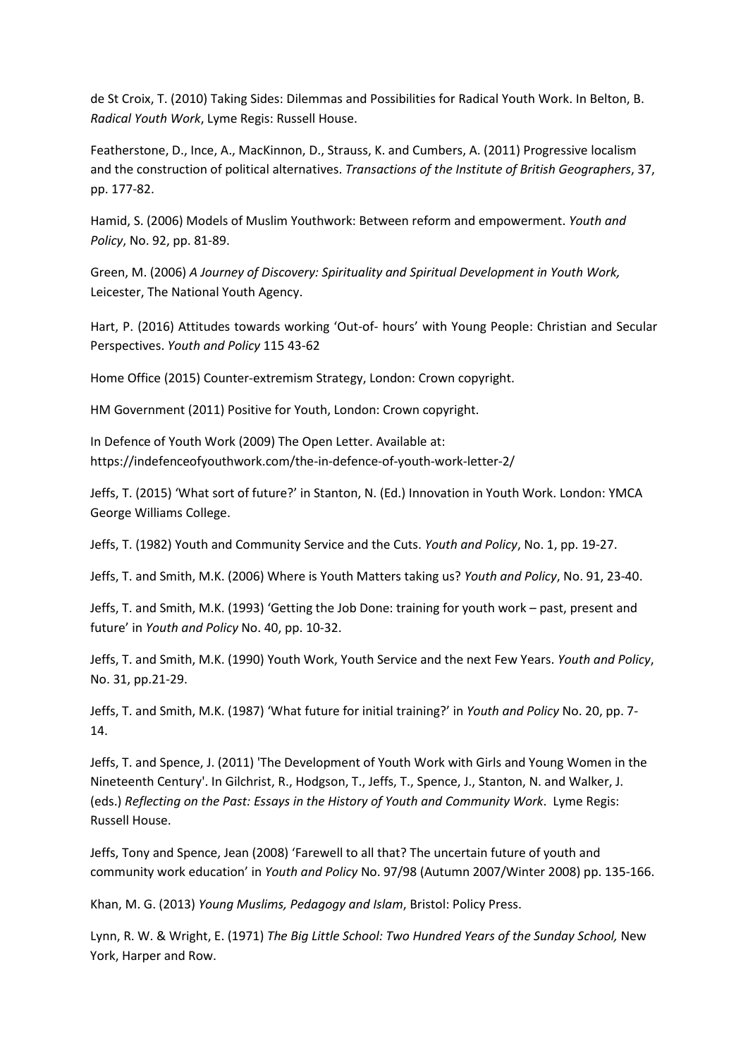de St Croix, T. (2010) Taking Sides: Dilemmas and Possibilities for Radical Youth Work. In Belton, B. *Radical Youth Work*, Lyme Regis: Russell House.

Featherstone, D., Ince, A., MacKinnon, D., Strauss, K. and Cumbers, A. (2011) Progressive localism and the construction of political alternatives. *Transactions of the Institute of British Geographers*, 37, pp. 177-82.

Hamid, S. (2006) Models of Muslim Youthwork: Between reform and empowerment. *Youth and Policy*, No. 92, pp. 81-89.

Green, M. (2006) *A Journey of Discovery: Spirituality and Spiritual Development in Youth Work,* Leicester, The National Youth Agency.

Hart, P. (2016) Attitudes towards working 'Out-of- hours' with Young People: Christian and Secular Perspectives. *Youth and Policy* 115 43-62

Home Office (2015) Counter-extremism Strategy, London: Crown copyright.

HM Government (2011) Positive for Youth, London: Crown copyright.

In Defence of Youth Work (2009) The Open Letter. Available at: https://indefenceofyouthwork.com/the-in-defence-of-youth-work-letter-2/

Jeffs, T. (2015) 'What sort of future?' in Stanton, N. (Ed.) Innovation in Youth Work. London: YMCA George Williams College.

Jeffs, T. (1982) Youth and Community Service and the Cuts. *Youth and Policy*, No. 1, pp. 19-27.

Jeffs, T. and Smith, M.K. (2006) Where is Youth Matters taking us? *Youth and Policy*, No. 91, 23-40.

Jeffs, T. and Smith, M.K. (1993) 'Getting the Job Done: training for youth work – past, present and future' in *Youth and Policy* No. 40, pp. 10-32.

Jeffs, T. and Smith, M.K. (1990) Youth Work, Youth Service and the next Few Years. *Youth and Policy*, No. 31, pp.21-29.

Jeffs, T. and Smith, M.K. (1987) 'What future for initial training?' in *Youth and Policy* No. 20, pp. 7-14.

Jeffs, T. and Spence, J. (2011) 'The Development of Youth Work with Girls and Young Women in the Nineteenth Century'. In Gilchrist, R., Hodgson, T., Jeffs, T., Spence, J., Stanton, N. and Walker, J. (eds.) *Reflecting on the Past: Essays in the History of Youth and Community Work*. Lyme Regis: Russell House.

Jeffs, Tony and Spence, Jean (2008) 'Farewell to all that? The uncertain future of youth and community work education' in *Youth and Policy* No. 97/98 (Autumn 2007/Winter 2008) pp. 135-166.

Khan, M. G. (2013) *Young Muslims, Pedagogy and Islam*, Bristol: Policy Press.

Lynn, R. W. & Wright, E. (1971) *The Big Little School: Two Hundred Years of the Sunday School,* New York, Harper and Row.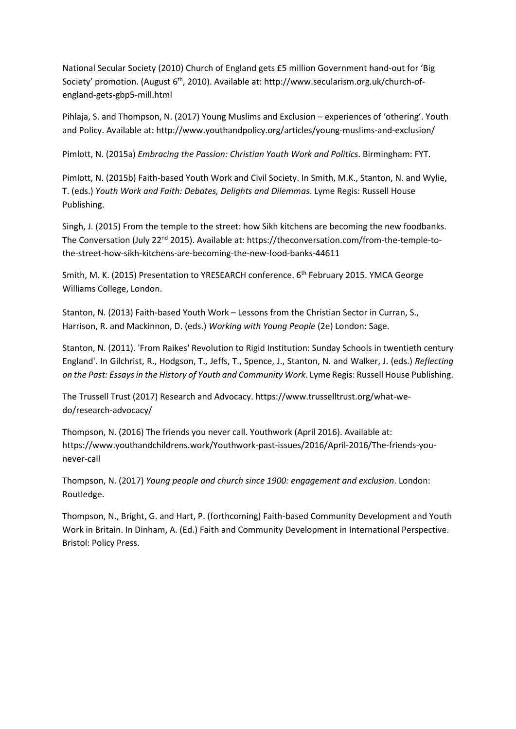National Secular Society (2010) Church of England gets £5 million Government hand-out for 'Big Society' promotion. (August 6th, 2010). Available at: http://www.secularism.org.uk/church-of-england-gets-gbp5-mill.html

Pihlaja, S. and Thompson, N. (2017) Young Muslims and Exclusion – experiences of 'othering'. Youth and Policy. Available at: http://www.youthandpolicy.org/articles/young-muslims-and-exclusion/

Pimlott, N. (2015a) *Embracing the Passion: Christian Youth Work and Politics*. Birmingham: FYT.

Pimlott, N. (2015b) Faith-based Youth Work and Civil Society. In Smith, M.K., Stanton, N. and Wylie, T. (eds.) *Youth Work and Faith: Debates, Delights and Dilemmas*. Lyme Regis: Russell House Publishing.

Singh, J. (2015) From the temple to the street: how Sikh kitchens are becoming the new foodbanks. The Conversation (July 22nd 2015). Available at: https://theconversation.com/from-the-temple-to-the-street-how-sikh-kitchens-are-becoming-the-new-food-banks-44611

Smith, M. K. (2015) Presentation to YRESEARCH conference. 6th February 2015. YMCA George Williams College, London.

Stanton, N. (2013) Faith-based Youth Work – Lessons from the Christian Sector in Curran, S., Harrison, R. and Mackinnon, D. (eds.) *Working with Young People* (2e) London: Sage.

Stanton, N. (2011). 'From Raikes' Revolution to Rigid Institution: Sunday Schools in twentieth century England'. In Gilchrist, R., Hodgson, T., Jeffs, T., Spence, J., Stanton, N. and Walker, J. (eds.) *Reflecting on the Past: Essays in the History of Youth and Community Work*. Lyme Regis: Russell House Publishing.

The Trussell Trust (2017) Research and Advocacy. https://www.trusselltrust.org/what-we-do/research-advocacy/

Thompson, N. (2016) The friends you never call. Youthwork (April 2016). Available at: https://www.youthandchildrens.work/Youthwork-past-issues/2016/April-2016/The-friends-you-never-call

Thompson, N. (2017) *Young people and church since 1900: engagement and exclusion*. London: Routledge.

Thompson, N., Bright, G. and Hart, P. (forthcoming) Faith-based Community Development and Youth Work in Britain. In Dinham, A. (Ed.) Faith and Community Development in International Perspective. Bristol: Policy Press.